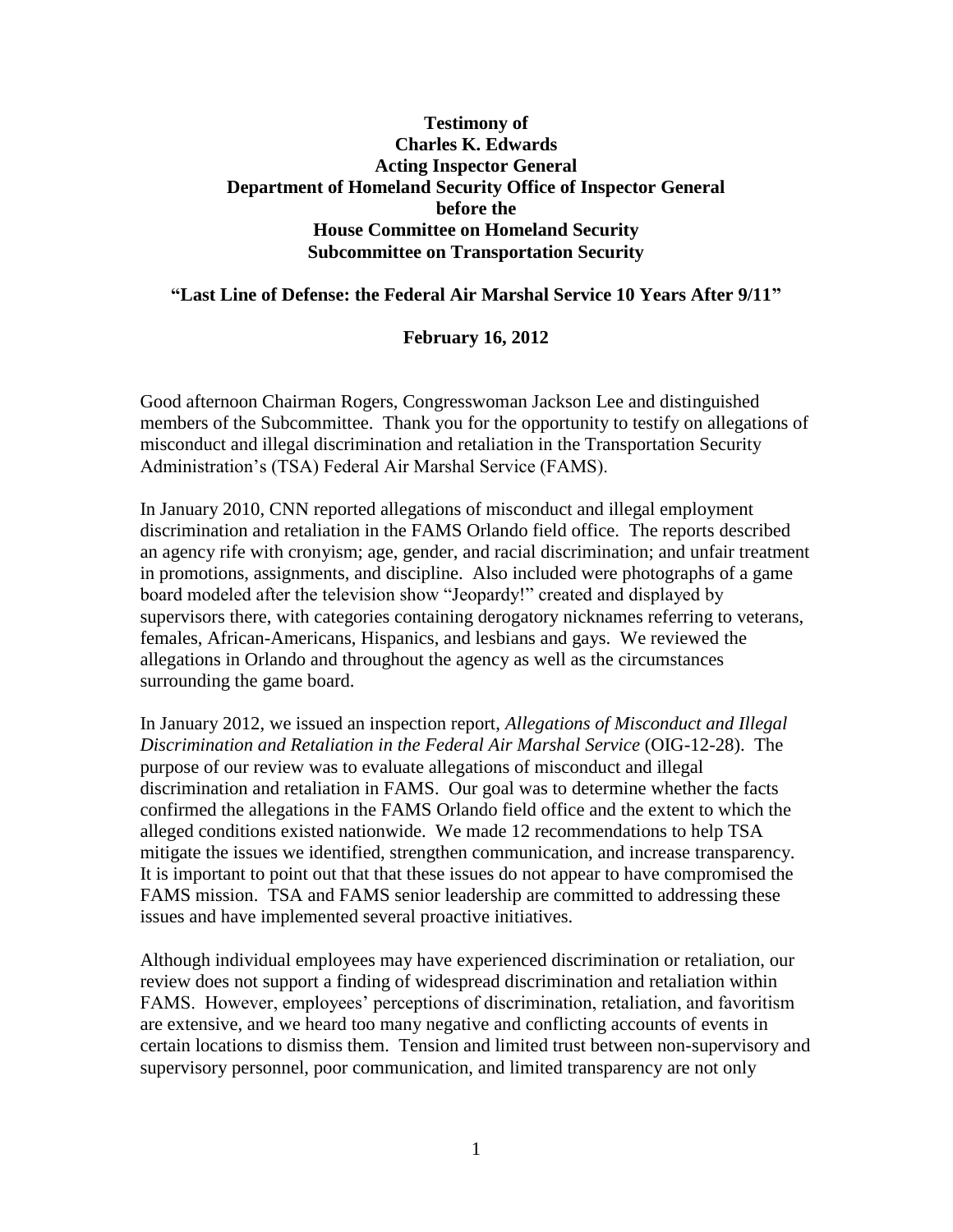**Testimony of**
**Charles K. Edwards**
**Acting Inspector General**
**Department of Homeland Security Office of Inspector General**
**before the**
**House Committee on Homeland Security**
**Subcommittee on Transportation Security**

**"Last Line of Defense: the Federal Air Marshal Service 10 Years After 9/11"**

**February 16, 2012**

Good afternoon Chairman Rogers, Congresswoman Jackson Lee and distinguished members of the Subcommittee. Thank you for the opportunity to testify on allegations of misconduct and illegal discrimination and retaliation in the Transportation Security Administration's (TSA) Federal Air Marshal Service (FAMS).

In January 2010, CNN reported allegations of misconduct and illegal employment discrimination and retaliation in the FAMS Orlando field office. The reports described an agency rife with cronyism; age, gender, and racial discrimination; and unfair treatment in promotions, assignments, and discipline. Also included were photographs of a game board modeled after the television show "Jeopardy!" created and displayed by supervisors there, with categories containing derogatory nicknames referring to veterans, females, African-Americans, Hispanics, and lesbians and gays. We reviewed the allegations in Orlando and throughout the agency as well as the circumstances surrounding the game board.

In January 2012, we issued an inspection report, *Allegations of Misconduct and Illegal Discrimination and Retaliation in the Federal Air Marshal Service* (OIG-12-28). The purpose of our review was to evaluate allegations of misconduct and illegal discrimination and retaliation in FAMS. Our goal was to determine whether the facts confirmed the allegations in the FAMS Orlando field office and the extent to which the alleged conditions existed nationwide. We made 12 recommendations to help TSA mitigate the issues we identified, strengthen communication, and increase transparency. It is important to point out that that these issues do not appear to have compromised the FAMS mission. TSA and FAMS senior leadership are committed to addressing these issues and have implemented several proactive initiatives.

Although individual employees may have experienced discrimination or retaliation, our review does not support a finding of widespread discrimination and retaliation within FAMS. However, employees' perceptions of discrimination, retaliation, and favoritism are extensive, and we heard too many negative and conflicting accounts of events in certain locations to dismiss them. Tension and limited trust between non-supervisory and supervisory personnel, poor communication, and limited transparency are not only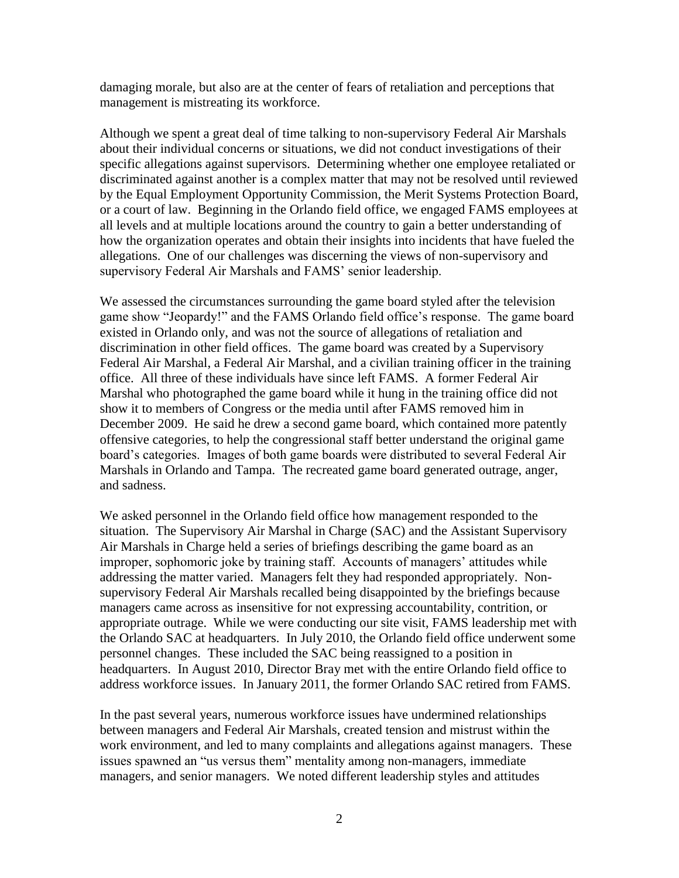damaging morale, but also are at the center of fears of retaliation and perceptions that management is mistreating its workforce.

Although we spent a great deal of time talking to non-supervisory Federal Air Marshals about their individual concerns or situations, we did not conduct investigations of their specific allegations against supervisors. Determining whether one employee retaliated or discriminated against another is a complex matter that may not be resolved until reviewed by the Equal Employment Opportunity Commission, the Merit Systems Protection Board, or a court of law. Beginning in the Orlando field office, we engaged FAMS employees at all levels and at multiple locations around the country to gain a better understanding of how the organization operates and obtain their insights into incidents that have fueled the allegations. One of our challenges was discerning the views of non-supervisory and supervisory Federal Air Marshals and FAMS' senior leadership.

We assessed the circumstances surrounding the game board styled after the television game show "Jeopardy!" and the FAMS Orlando field office's response. The game board existed in Orlando only, and was not the source of allegations of retaliation and discrimination in other field offices. The game board was created by a Supervisory Federal Air Marshal, a Federal Air Marshal, and a civilian training officer in the training office. All three of these individuals have since left FAMS. A former Federal Air Marshal who photographed the game board while it hung in the training office did not show it to members of Congress or the media until after FAMS removed him in December 2009. He said he drew a second game board, which contained more patently offensive categories, to help the congressional staff better understand the original game board's categories. Images of both game boards were distributed to several Federal Air Marshals in Orlando and Tampa. The recreated game board generated outrage, anger, and sadness.

We asked personnel in the Orlando field office how management responded to the situation. The Supervisory Air Marshal in Charge (SAC) and the Assistant Supervisory Air Marshals in Charge held a series of briefings describing the game board as an improper, sophomoric joke by training staff. Accounts of managers' attitudes while addressing the matter varied. Managers felt they had responded appropriately. Non-supervisory Federal Air Marshals recalled being disappointed by the briefings because managers came across as insensitive for not expressing accountability, contrition, or appropriate outrage. While we were conducting our site visit, FAMS leadership met with the Orlando SAC at headquarters. In July 2010, the Orlando field office underwent some personnel changes. These included the SAC being reassigned to a position in headquarters. In August 2010, Director Bray met with the entire Orlando field office to address workforce issues. In January 2011, the former Orlando SAC retired from FAMS.

In the past several years, numerous workforce issues have undermined relationships between managers and Federal Air Marshals, created tension and mistrust within the work environment, and led to many complaints and allegations against managers. These issues spawned an "us versus them" mentality among non-managers, immediate managers, and senior managers. We noted different leadership styles and attitudes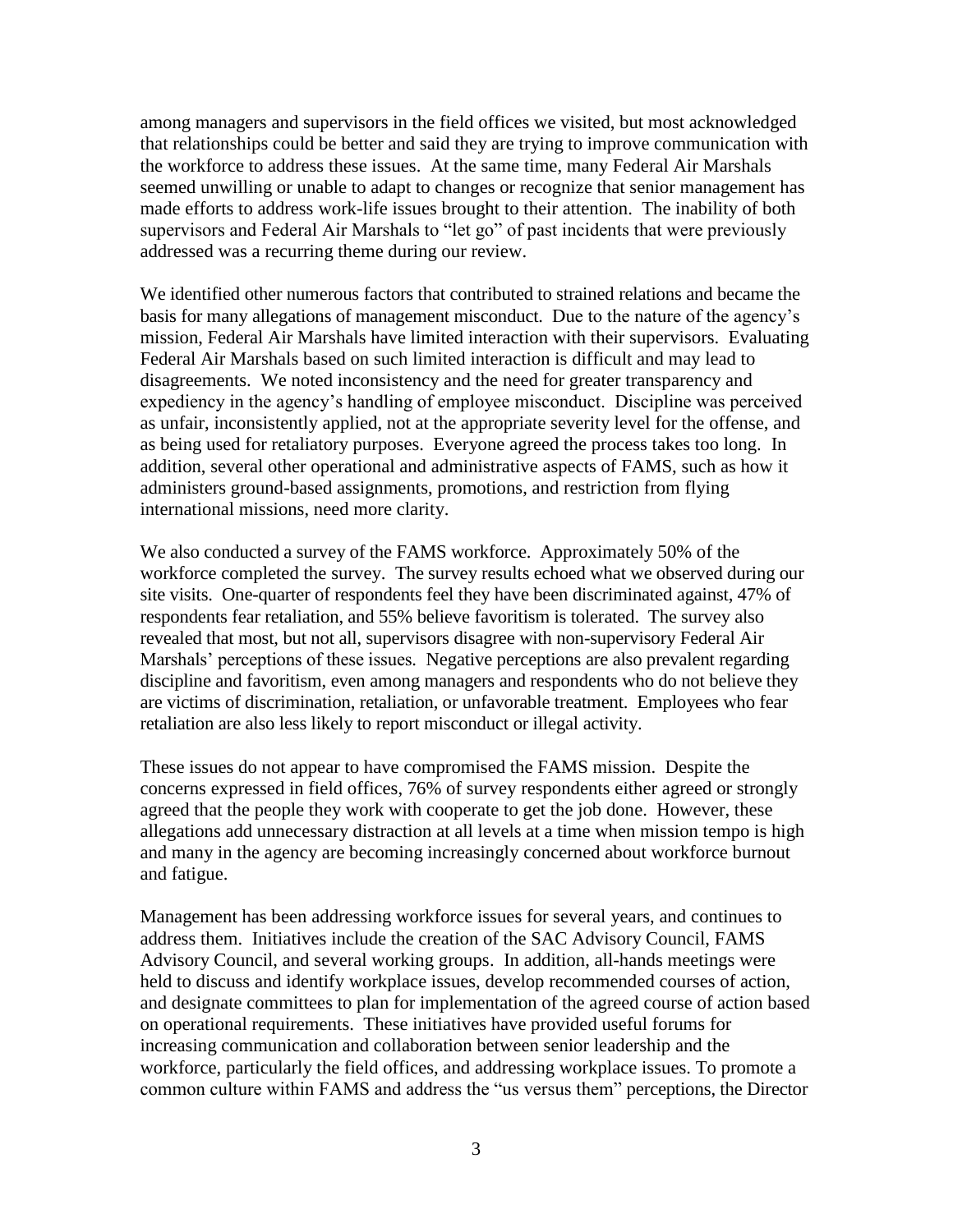among managers and supervisors in the field offices we visited, but most acknowledged that relationships could be better and said they are trying to improve communication with the workforce to address these issues. At the same time, many Federal Air Marshals seemed unwilling or unable to adapt to changes or recognize that senior management has made efforts to address work-life issues brought to their attention. The inability of both supervisors and Federal Air Marshals to "let go" of past incidents that were previously addressed was a recurring theme during our review.

We identified other numerous factors that contributed to strained relations and became the basis for many allegations of management misconduct. Due to the nature of the agency's mission, Federal Air Marshals have limited interaction with their supervisors. Evaluating Federal Air Marshals based on such limited interaction is difficult and may lead to disagreements. We noted inconsistency and the need for greater transparency and expediency in the agency's handling of employee misconduct. Discipline was perceived as unfair, inconsistently applied, not at the appropriate severity level for the offense, and as being used for retaliatory purposes. Everyone agreed the process takes too long. In addition, several other operational and administrative aspects of FAMS, such as how it administers ground-based assignments, promotions, and restriction from flying international missions, need more clarity.

We also conducted a survey of the FAMS workforce. Approximately 50% of the workforce completed the survey. The survey results echoed what we observed during our site visits. One-quarter of respondents feel they have been discriminated against, 47% of respondents fear retaliation, and 55% believe favoritism is tolerated. The survey also revealed that most, but not all, supervisors disagree with non-supervisory Federal Air Marshals' perceptions of these issues. Negative perceptions are also prevalent regarding discipline and favoritism, even among managers and respondents who do not believe they are victims of discrimination, retaliation, or unfavorable treatment. Employees who fear retaliation are also less likely to report misconduct or illegal activity.

These issues do not appear to have compromised the FAMS mission. Despite the concerns expressed in field offices, 76% of survey respondents either agreed or strongly agreed that the people they work with cooperate to get the job done. However, these allegations add unnecessary distraction at all levels at a time when mission tempo is high and many in the agency are becoming increasingly concerned about workforce burnout and fatigue.

Management has been addressing workforce issues for several years, and continues to address them. Initiatives include the creation of the SAC Advisory Council, FAMS Advisory Council, and several working groups. In addition, all-hands meetings were held to discuss and identify workplace issues, develop recommended courses of action, and designate committees to plan for implementation of the agreed course of action based on operational requirements. These initiatives have provided useful forums for increasing communication and collaboration between senior leadership and the workforce, particularly the field offices, and addressing workplace issues. To promote a common culture within FAMS and address the "us versus them" perceptions, the Director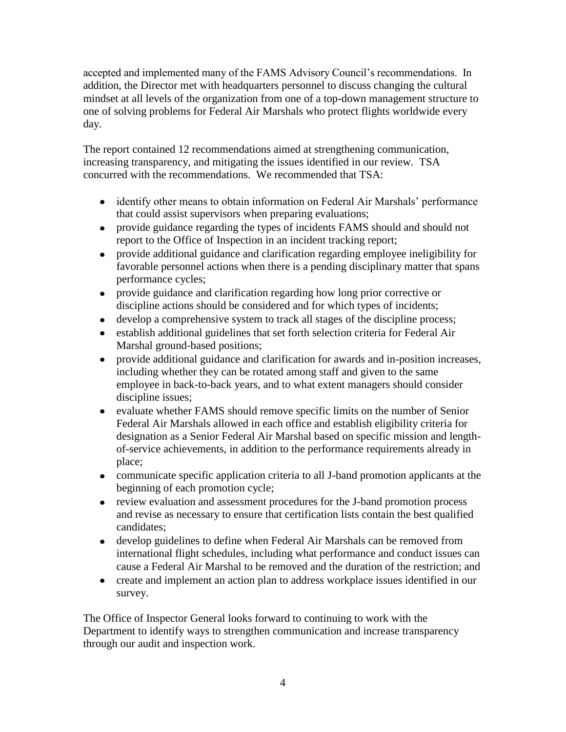accepted and implemented many of the FAMS Advisory Council's recommendations. In addition, the Director met with headquarters personnel to discuss changing the cultural mindset at all levels of the organization from one of a top-down management structure to one of solving problems for Federal Air Marshals who protect flights worldwide every day.

The report contained 12 recommendations aimed at strengthening communication, increasing transparency, and mitigating the issues identified in our review. TSA concurred with the recommendations. We recommended that TSA:

- identify other means to obtain information on Federal Air Marshals' performance that could assist supervisors when preparing evaluations;
- provide guidance regarding the types of incidents FAMS should and should not report to the Office of Inspection in an incident tracking report;
- provide additional guidance and clarification regarding employee ineligibility for favorable personnel actions when there is a pending disciplinary matter that spans performance cycles;
- provide guidance and clarification regarding how long prior corrective or discipline actions should be considered and for which types of incidents;
- develop a comprehensive system to track all stages of the discipline process;
- establish additional guidelines that set forth selection criteria for Federal Air Marshal ground-based positions;
- provide additional guidance and clarification for awards and in-position increases, including whether they can be rotated among staff and given to the same employee in back-to-back years, and to what extent managers should consider discipline issues;
- evaluate whether FAMS should remove specific limits on the number of Senior Federal Air Marshals allowed in each office and establish eligibility criteria for designation as a Senior Federal Air Marshal based on specific mission and length-of-service achievements, in addition to the performance requirements already in place;
- communicate specific application criteria to all J-band promotion applicants at the beginning of each promotion cycle;
- review evaluation and assessment procedures for the J-band promotion process and revise as necessary to ensure that certification lists contain the best qualified candidates;
- develop guidelines to define when Federal Air Marshals can be removed from international flight schedules, including what performance and conduct issues can cause a Federal Air Marshal to be removed and the duration of the restriction; and
- create and implement an action plan to address workplace issues identified in our survey.

The Office of Inspector General looks forward to continuing to work with the Department to identify ways to strengthen communication and increase transparency through our audit and inspection work.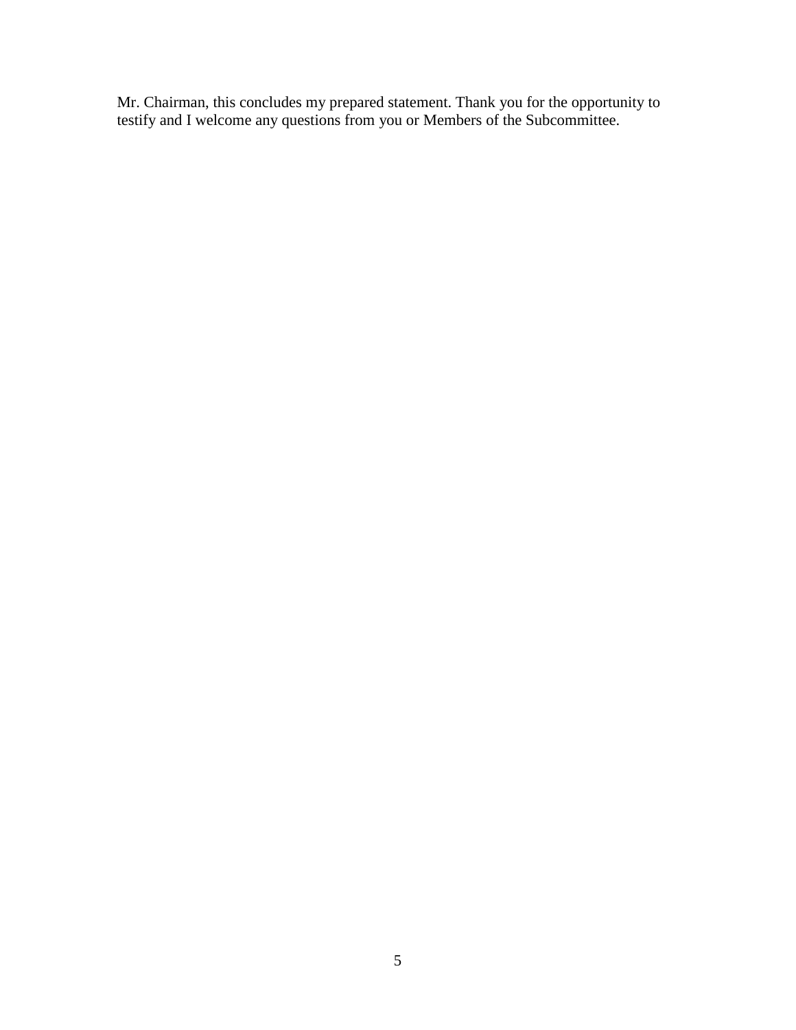Mr. Chairman, this concludes my prepared statement. Thank you for the opportunity to testify and I welcome any questions from you or Members of the Subcommittee.